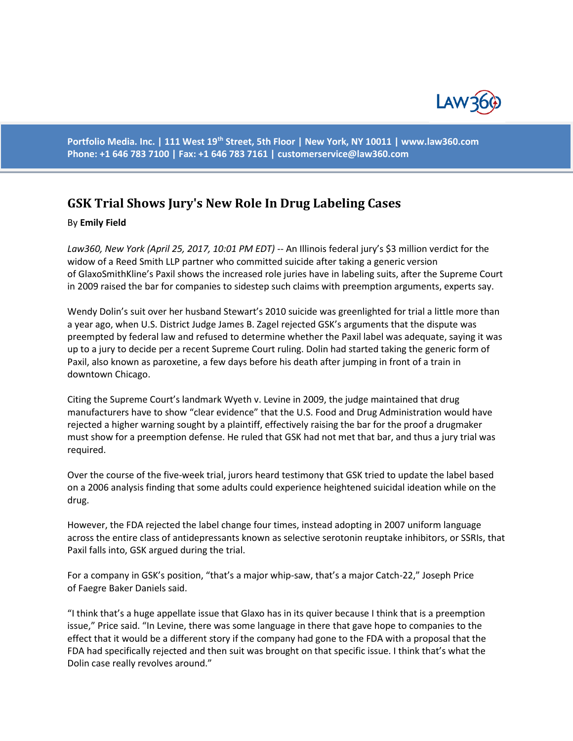# GSK Trial Shows Jury's New Role In Drug Labeling Cases

By **Emily Field**

*Law360, New York (April 25, 2017, 10:01 PM EDT)* -- An Illinois federal jury's $3 million verdict for the widow of a Reed Smith LLP partner who committed suicide after taking a generic version of GlaxoSmithKline's Paxil shows the increased role juries have in labeling suits, after the Supreme Court in 2009 raised the bar for companies to sidestep such claims with preemption arguments, experts say.

Wendy Dolin's suit over her husband Stewart's 2010 suicide was greenlighted for trial a little more than a year ago, when U.S. District Judge James B. Zagel rejected GSK's arguments that the dispute was preempted by federal law and refused to determine whether the Paxil label was adequate, saying it was up to a jury to decide per a recent Supreme Court ruling. Dolin had started taking the generic form of Paxil, also known as paroxetine, a few days before his death after jumping in front of a train in downtown Chicago.

Citing the Supreme Court's landmark Wyeth v. Levine in 2009, the judge maintained that drug manufacturers have to show "clear evidence" that the U.S. Food and Drug Administration would have rejected a higher warning sought by a plaintiff, effectively raising the bar for the proof a drugmaker must show for a preemption defense. He ruled that GSK had not met that bar, and thus a jury trial was required.

Over the course of the five-week trial, jurors heard testimony that GSK tried to update the label based on a 2006 analysis finding that some adults could experience heightened suicidal ideation while on the drug.

However, the FDA rejected the label change four times, instead adopting in 2007 uniform language across the entire class of antidepressants known as selective serotonin reuptake inhibitors, or SSRIs, that Paxil falls into, GSK argued during the trial.

For a company in GSK's position, "that's a major whip-saw, that's a major Catch-22," Joseph Price of Faegre Baker Daniels said.

"I think that's a huge appellate issue that Glaxo has in its quiver because I think that is a preemption issue," Price said. "In Levine, there was some language in there that gave hope to companies to the effect that it would be a different story if the company had gone to the FDA with a proposal that the FDA had specifically rejected and then suit was brought on that specific issue. I think that's what the Dolin case really revolves around."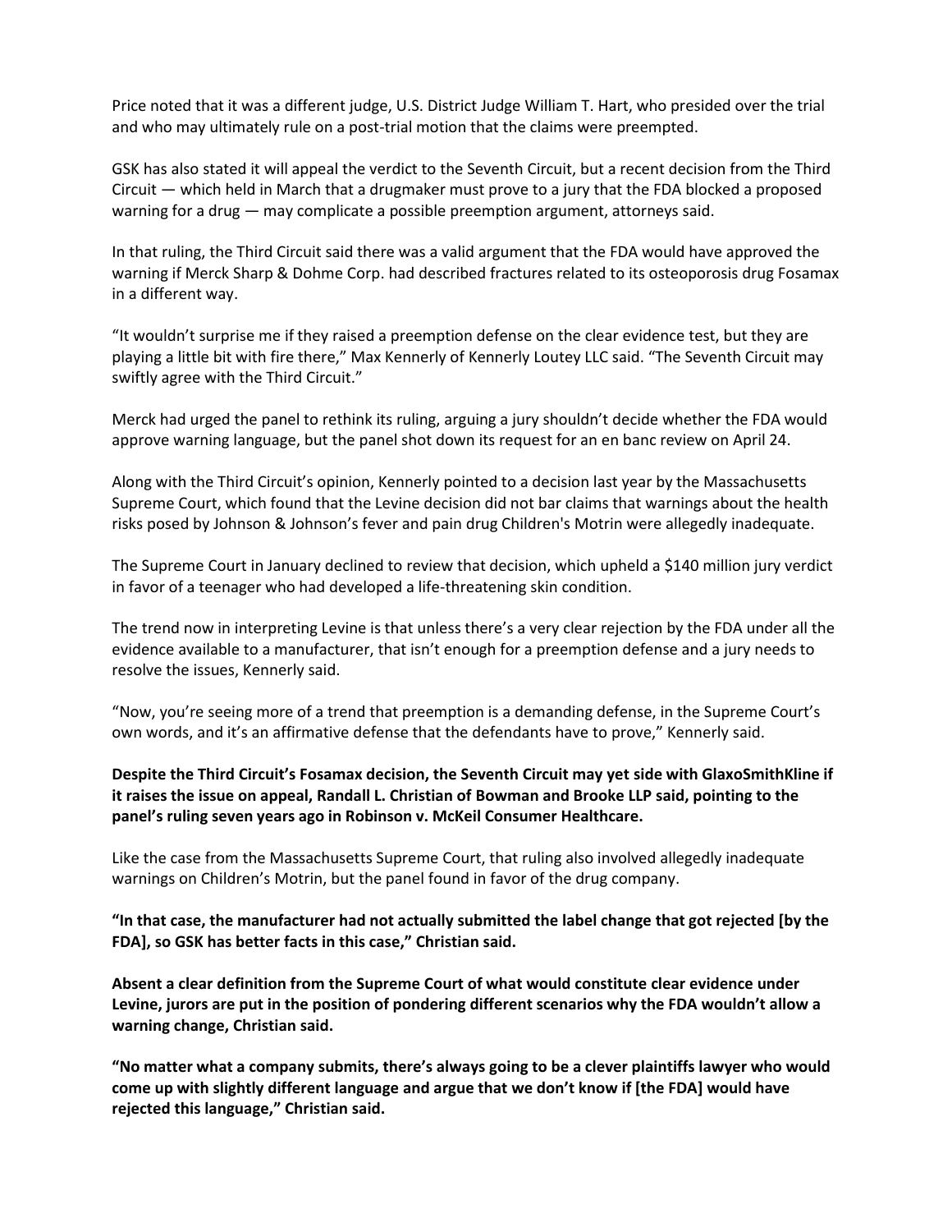Price noted that it was a different judge, U.S. District Judge William T. Hart, who presided over the trial and who may ultimately rule on a post-trial motion that the claims were preempted.

GSK has also stated it will appeal the verdict to the Seventh Circuit, but a recent decision from the Third Circuit — which held in March that a drugmaker must prove to a jury that the FDA blocked a proposed warning for a drug — may complicate a possible preemption argument, attorneys said.

In that ruling, the Third Circuit said there was a valid argument that the FDA would have approved the warning if Merck Sharp & Dohme Corp. had described fractures related to its osteoporosis drug Fosamax in a different way.

"It wouldn't surprise me if they raised a preemption defense on the clear evidence test, but they are playing a little bit with fire there," Max Kennerly of Kennerly Loutey LLC said. "The Seventh Circuit may swiftly agree with the Third Circuit."

Merck had urged the panel to rethink its ruling, arguing a jury shouldn't decide whether the FDA would approve warning language, but the panel shot down its request for an en banc review on April 24.

Along with the Third Circuit's opinion, Kennerly pointed to a decision last year by the Massachusetts Supreme Court, which found that the Levine decision did not bar claims that warnings about the health risks posed by Johnson & Johnson's fever and pain drug Children's Motrin were allegedly inadequate.

The Supreme Court in January declined to review that decision, which upheld a $140 million jury verdict in favor of a teenager who had developed a life-threatening skin condition.

The trend now in interpreting Levine is that unless there's a very clear rejection by the FDA under all the evidence available to a manufacturer, that isn't enough for a preemption defense and a jury needs to resolve the issues, Kennerly said.

"Now, you're seeing more of a trend that preemption is a demanding defense, in the Supreme Court's own words, and it's an affirmative defense that the defendants have to prove," Kennerly said.

**Despite the Third Circuit's Fosamax decision, the Seventh Circuit may yet side with GlaxoSmithKline if it raises the issue on appeal, Randall L. Christian of Bowman and Brooke LLP said, pointing to the panel's ruling seven years ago in Robinson v. McKeil Consumer Healthcare.**

Like the case from the Massachusetts Supreme Court, that ruling also involved allegedly inadequate warnings on Children's Motrin, but the panel found in favor of the drug company.

**"In that case, the manufacturer had not actually submitted the label change that got rejected [by the FDA], so GSK has better facts in this case," Christian said.**

**Absent a clear definition from the Supreme Court of what would constitute clear evidence under Levine, jurors are put in the position of pondering different scenarios why the FDA wouldn't allow a warning change, Christian said.**

**"No matter what a company submits, there's always going to be a clever plaintiffs lawyer who would come up with slightly different language and argue that we don't know if [the FDA] would have rejected this language," Christian said.**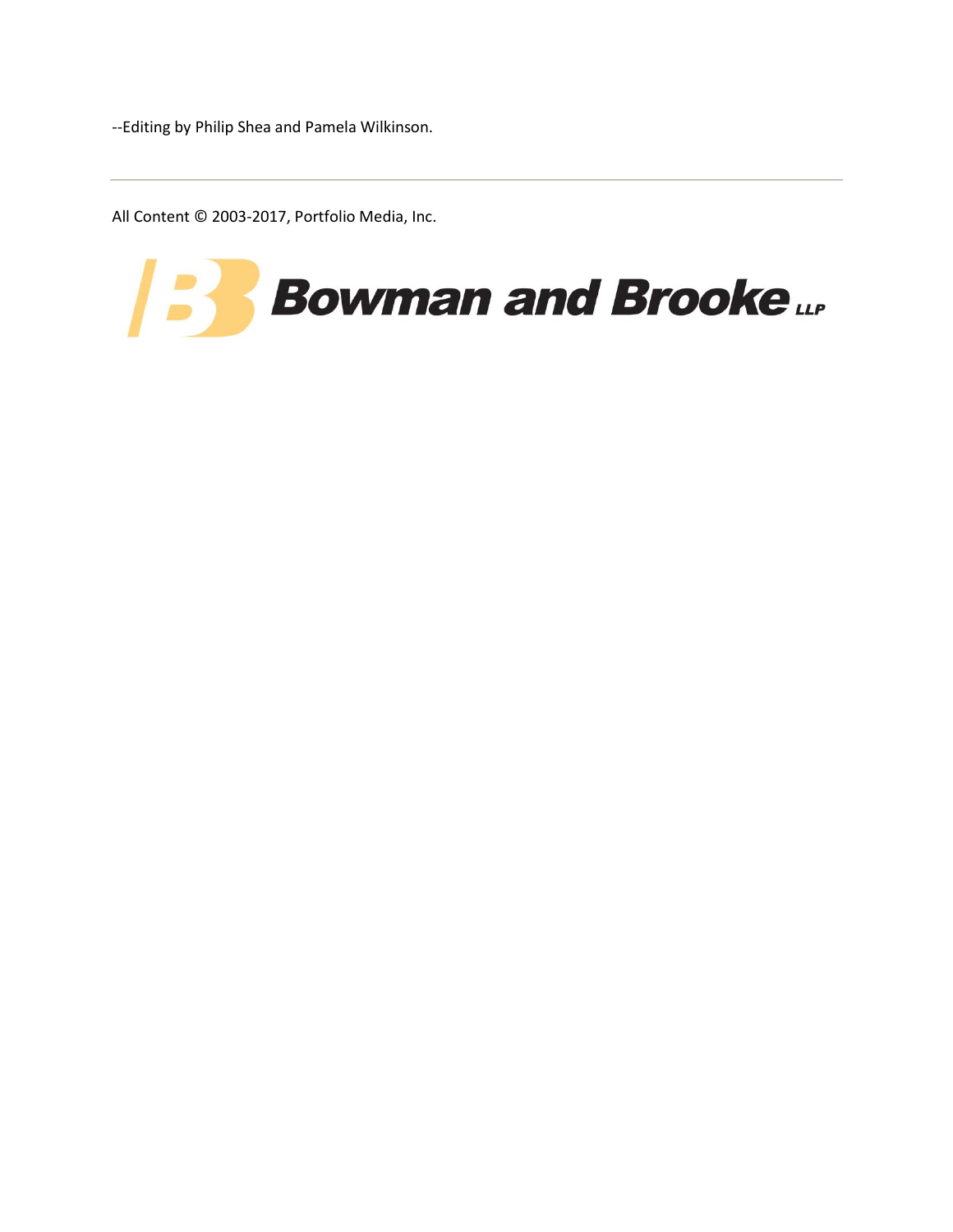--Editing by Philip Shea and Pamela Wilkinson.

---

All Content © 2003-2017, Portfolio Media, Inc.

Bowman and Brooke LLP